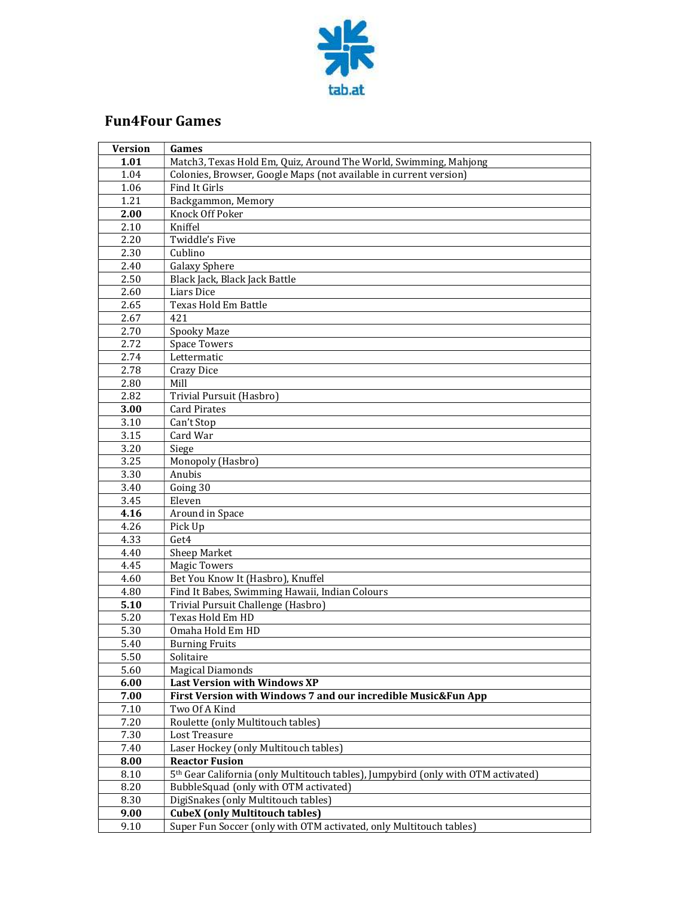tab.at

## Fun4Four Games

| Version | Games |
| --- | --- |
| **1.01** | Match3, Texas Hold Em, Quiz, Around The World, Swimming, Mahjong |
| 1.04 | Colonies, Browser, Google Maps (not available in current version) |
| 1.06 | Find It Girls |
| 1.21 | Backgammon, Memory |
| **2.00** | Knock Off Poker |
| 2.10 | Kniffel |
| 2.20 | Twiddle's Five |
| 2.30 | Cublino |
| 2.40 | Galaxy Sphere |
| 2.50 | Black Jack, Black Jack Battle |
| 2.60 | Liars Dice |
| 2.65 | Texas Hold Em Battle |
| 2.67 | 421 |
| 2.70 | Spooky Maze |
| 2.72 | Space Towers |
| 2.74 | Lettermatic |
| 2.78 | Crazy Dice |
| 2.80 | Mill |
| 2.82 | Trivial Pursuit (Hasbro) |
| **3.00** | Card Pirates |
| 3.10 | Can't Stop |
| 3.15 | Card War |
| 3.20 | Siege |
| 3.25 | Monopoly (Hasbro) |
| 3.30 | Anubis |
| 3.40 | Going 30 |
| 3.45 | Eleven |
| **4.16** | Around in Space |
| 4.26 | Pick Up |
| 4.33 | Get4 |
| 4.40 | Sheep Market |
| 4.45 | Magic Towers |
| 4.60 | Bet You Know It (Hasbro), Knuffel |
| 4.80 | Find It Babes, Swimming Hawaii, Indian Colours |
| **5.10** | Trivial Pursuit Challenge (Hasbro) |
| 5.20 | Texas Hold Em HD |
| 5.30 | Omaha Hold Em HD |
| 5.40 | Burning Fruits |
| 5.50 | Solitaire |
| 5.60 | Magical Diamonds |
| **6.00** | **Last Version with Windows XP** |
| **7.00** | **First Version with Windows 7 and our incredible Music&Fun App** |
| 7.10 | Two Of A Kind |
| 7.20 | Roulette (only Multitouch tables) |
| 7.30 | Lost Treasure |
| 7.40 | Laser Hockey (only Multitouch tables) |
| **8.00** | **Reactor Fusion** |
| 8.10 | 5th Gear California (only Multitouch tables), Jumpybird (only with OTM activated) |
| 8.20 | BubbleSquad (only with OTM activated) |
| 8.30 | DigiSnakes (only Multitouch tables) |
| **9.00** | **CubeX (only Multitouch tables)** |
| 9.10 | Super Fun Soccer (only with OTM activated, only Multitouch tables) |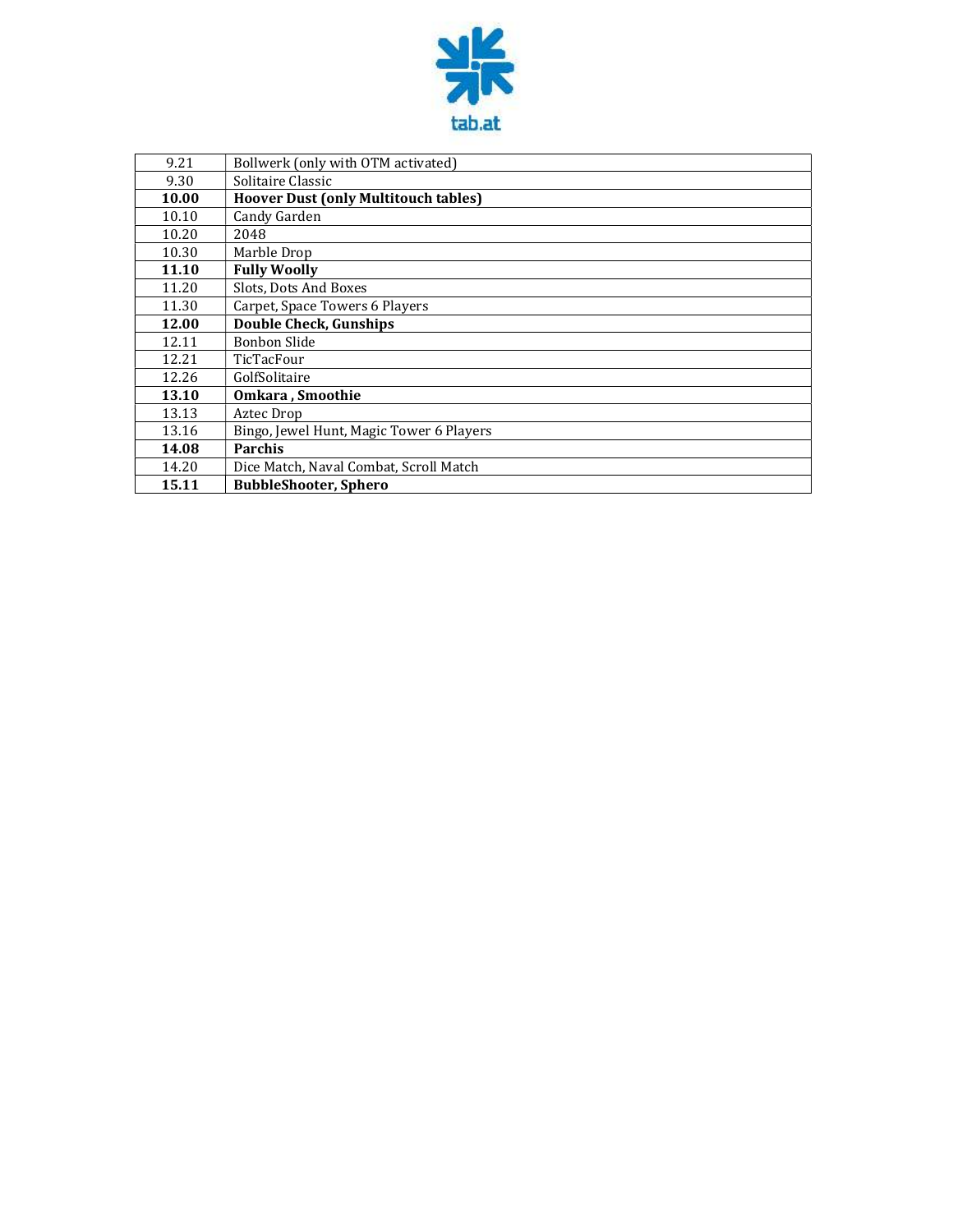| 9.21 | Bollwerk (only with OTM activated) |
|---|---|
| 9.30 | Solitaire Classic |
| **10.00** | **Hoover Dust (only Multitouch tables)** |
| 10.10 | Candy Garden |
| 10.20 | 2048 |
| 10.30 | Marble Drop |
| **11.10** | **Fully Woolly** |
| 11.20 | Slots, Dots And Boxes |
| 11.30 | Carpet, Space Towers 6 Players |
| **12.00** | **Double Check, Gunships** |
| 12.11 | Bonbon Slide |
| 12.21 | TicTacFour |
| 12.26 | GolfSolitaire |
| **13.10** | **Omkara , Smoothie** |
| 13.13 | Aztec Drop |
| 13.16 | Bingo, Jewel Hunt, Magic Tower 6 Players |
| **14.08** | **Parchis** |
| 14.20 | Dice Match, Naval Combat, Scroll Match |
| **15.11** | **BubbleShooter, Sphero** |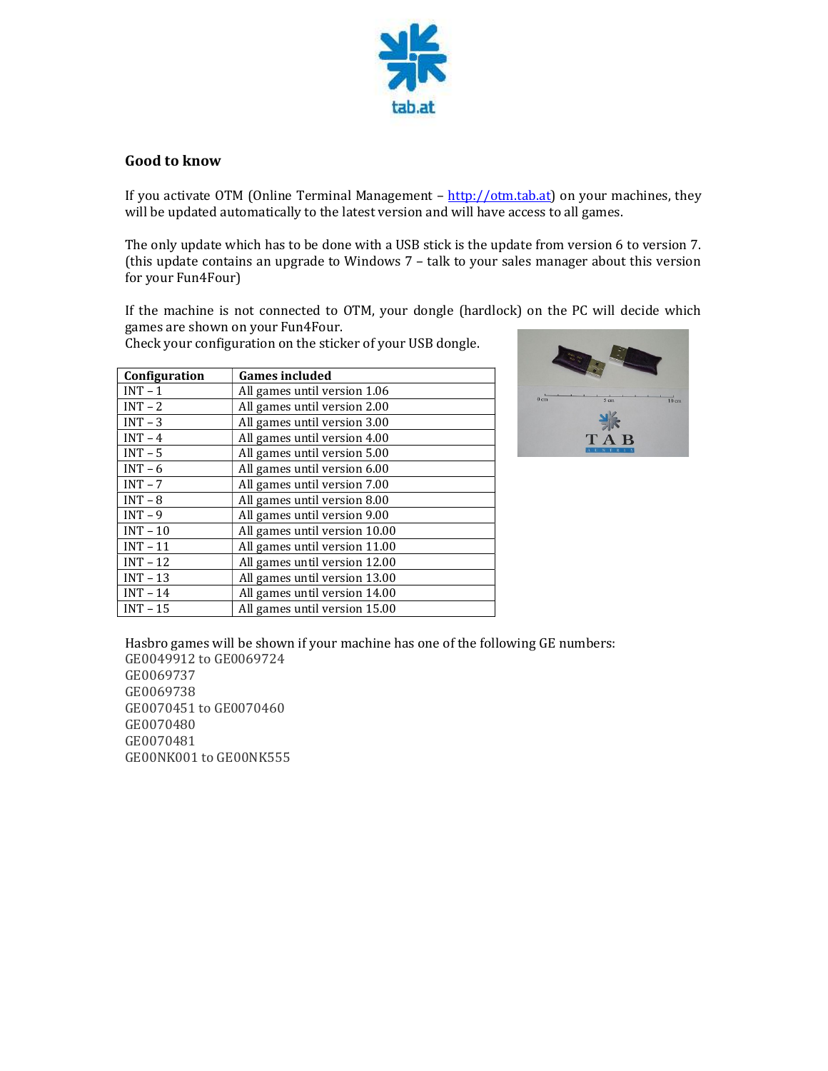## Good to know

If you activate OTM (Online Terminal Management – http://otm.tab.at) on your machines, they will be updated automatically to the latest version and will have access to all games.

The only update which has to be done with a USB stick is the update from version 6 to version 7. (this update contains an upgrade to Windows 7 – talk to your sales manager about this version for your Fun4Four)

If the machine is not connected to OTM, your dongle (hardlock) on the PC will decide which games are shown on your Fun4Four.
Check your configuration on the sticker of your USB dongle.

| Configuration | Games included |
|---|---|
| INT – 1 | All games until version 1.06 |
| INT – 2 | All games until version 2.00 |
| INT – 3 | All games until version 3.00 |
| INT – 4 | All games until version 4.00 |
| INT – 5 | All games until version 5.00 |
| INT – 6 | All games until version 6.00 |
| INT – 7 | All games until version 7.00 |
| INT – 8 | All games until version 8.00 |
| INT – 9 | All games until version 9.00 |
| INT – 10 | All games until version 10.00 |
| INT – 11 | All games until version 11.00 |
| INT – 12 | All games until version 12.00 |
| INT – 13 | All games until version 13.00 |
| INT – 14 | All games until version 14.00 |
| INT – 15 | All games until version 15.00 |

Hasbro games will be shown if your machine has one of the following GE numbers:
GE0049912 to GE0069724
GE0069737
GE0069738
GE0070451 to GE0070460
GE0070480
GE0070481
GE00NK001 to GE00NK555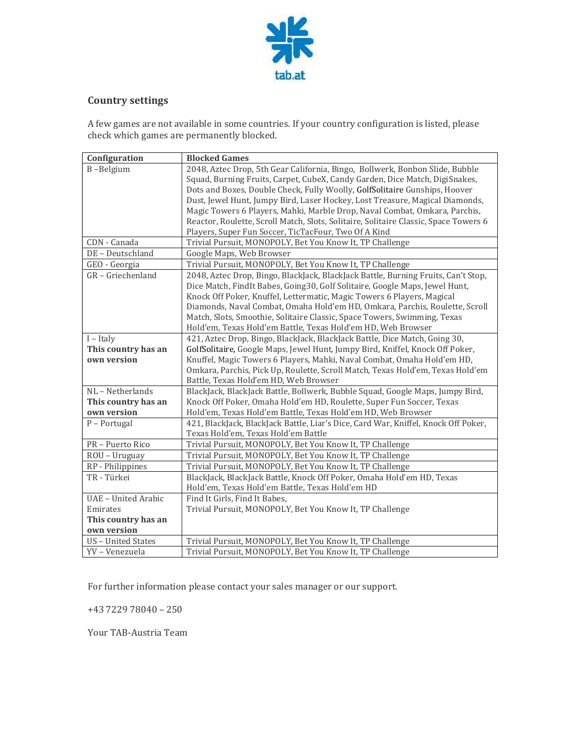tab.at

## Country settings

A few games are not available in some countries. If your country configuration is listed, please check which games are permanently blocked.

| Configuration | Blocked Games |
|---|---|
| B –Belgium | 2048, Aztec Drop, 5th Gear California, Bingo, Bollwerk, Bonbon Slide, Bubble Squad, Burning Fruits, Carpet, CubeX, Candy Garden, Dice Match, DigiSnakes, Dots and Boxes, Double Check, Fully Woolly, GolfSolitaire Gunships, Hoover Dust, Jewel Hunt, Jumpy Bird, Laser Hockey, Lost Treasure, Magical Diamonds, Magic Towers 6 Players, Mahki, Marble Drop, Naval Combat, Omkara, Parchis, Reactor, Roulette, Scroll Match, Slots, Solitaire, Solitaire Classic, Space Towers 6 Players, Super Fun Soccer, TicTacFour, Two Of A Kind |
| CDN - Canada | Trivial Pursuit, MONOPOLY, Bet You Know It, TP Challenge |
| DE – Deutschland | Google Maps, Web Browser |
| GEO - Georgia | Trivial Pursuit, MONOPOLY, Bet You Know It, TP Challenge |
| GR – Griechenland | 2048, Aztec Drop, Bingo, BlackJack, BlackJack Battle, Burning Fruits, Can't Stop, Dice Match, FindIt Babes, Going30, Golf Solitaire, Google Maps, Jewel Hunt, Knock Off Poker, Knuffel, Lettermatic, Magic Towers 6 Players, Magical Diamonds, Naval Combat, Omaha Hold'em HD, Omkara, Parchis, Roulette, Scroll Match, Slots, Smoothie, Solitaire Classic, Space Towers, Swimming, Texas Hold'em, Texas Hold'em Battle, Texas Hold'em HD, Web Browser |
| I – Italy **This country has an own version** | 421, Aztec Drop, Bingo, BlackJack, BlackJack Battle, Dice Match, Going 30, GolfSolitaire, Google Maps, Jewel Hunt, Jumpy Bird, Kniffel, Knock Off Poker, Knuffel, Magic Towers 6 Players, Mahki, Naval Combat, Omaha Hold'em HD, Omkara, Parchis, Pick Up, Roulette, Scroll Match, Texas Hold'em, Texas Hold'em Battle, Texas Hold'em HD, Web Browser |
| NL – Netherlands **This country has an own version** | BlackJack, BlackJack Battle, Bollwerk, Bubble Squad, Google Maps, Jumpy Bird, Knock Off Poker, Omaha Hold'em HD, Roulette, Super Fun Soccer, Texas Hold'em, Texas Hold'em Battle, Texas Hold'em HD, Web Browser |
| P – Portugal | 421, BlackJack, BlackJack Battle, Liar's Dice, Card War, Kniffel, Knock Off Poker, Texas Hold'em, Texas Hold'em Battle |
| PR – Puerto Rico | Trivial Pursuit, MONOPOLY, Bet You Know It, TP Challenge |
| ROU – Uruguay | Trivial Pursuit, MONOPOLY, Bet You Know It, TP Challenge |
| RP - Philippines | Trivial Pursuit, MONOPOLY, Bet You Know It, TP Challenge |
| TR - Türkei | BlackJack, BlackJack Battle, Knock Off Poker, Omaha Hold'em HD, Texas Hold'em, Texas Hold'em Battle, Texas Hold'em HD |
| UAE – United Arabic Emirates **This country has an own version** | Find It Girls, Find It Babes, Trivial Pursuit, MONOPOLY, Bet You Know It, TP Challenge |
| US – United States | Trivial Pursuit, MONOPOLY, Bet You Know It, TP Challenge |
| YV – Venezuela | Trivial Pursuit, MONOPOLY, Bet You Know It, TP Challenge |

For further information please contact your sales manager or our support.

+43 7229 78040 – 250

Your TAB-Austria Team